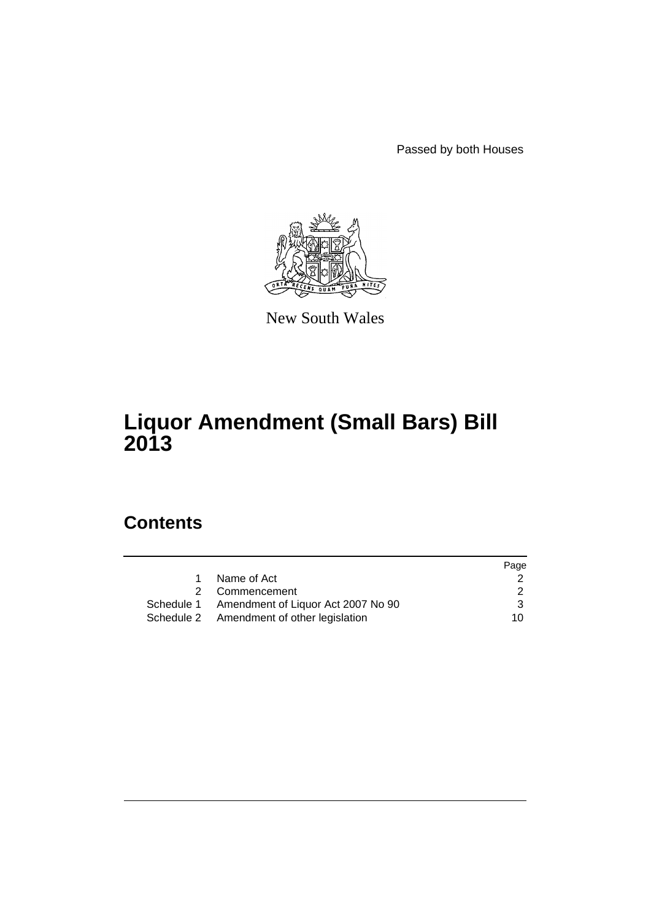Passed by both Houses

New South Wales

# Liquor Amendment (Small Bars) Bill 2013

## Contents

| | | Page |
|---|---|---|
| 1 | Name of Act | 2 |
| 2 | Commencement | 2 |
| Schedule 1 | Amendment of Liquor Act 2007 No 90 | 3 |
| Schedule 2 | Amendment of other legislation | 10 |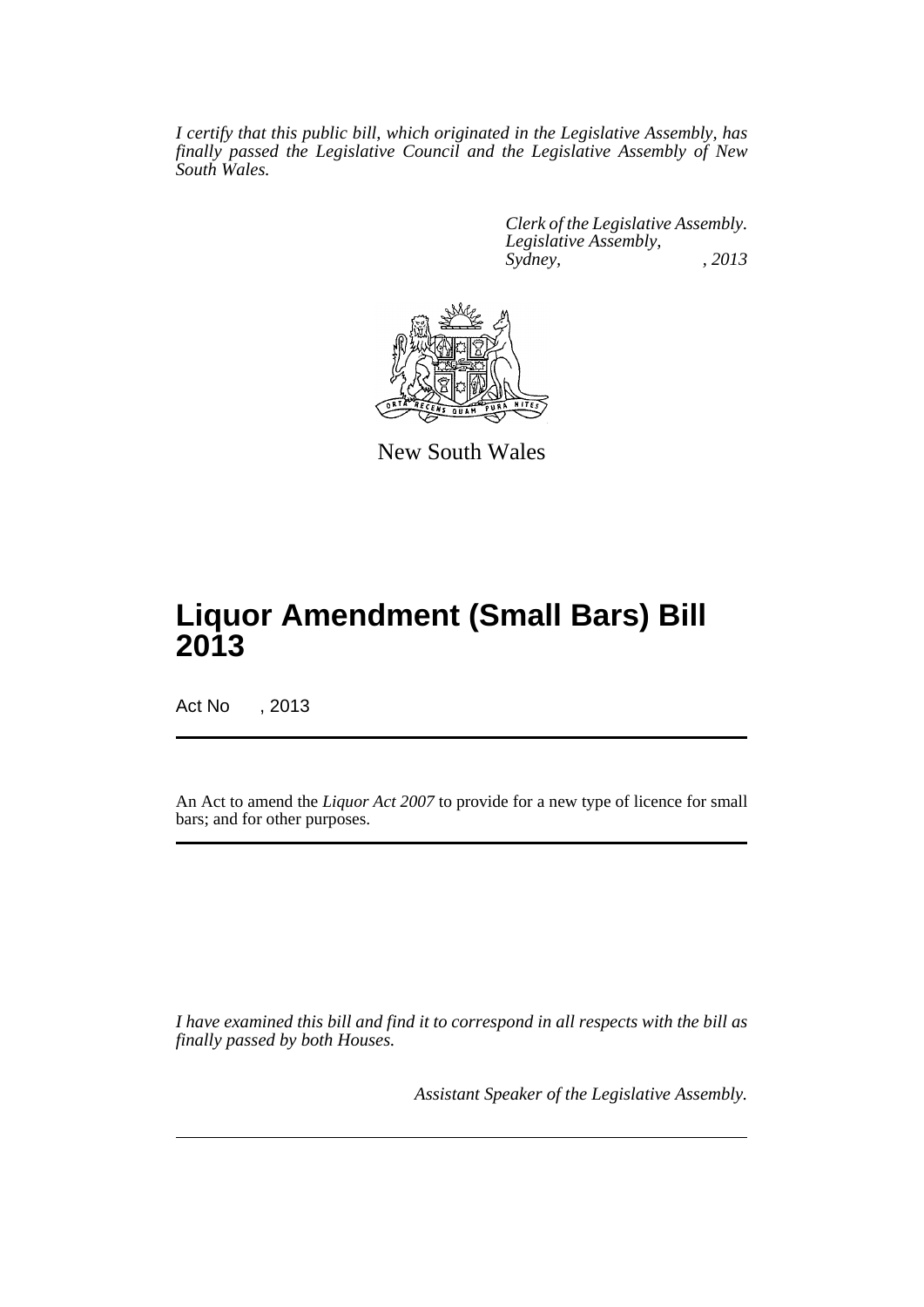*I certify that this public bill, which originated in the Legislative Assembly, has finally passed the Legislative Council and the Legislative Assembly of New South Wales.*

*Clerk of the Legislative Assembly.*
*Legislative Assembly,*
*Sydney, , 2013*

New South Wales

# Liquor Amendment (Small Bars) Bill 2013

Act No , 2013

An Act to amend the *Liquor Act 2007* to provide for a new type of licence for small bars; and for other purposes.

*I have examined this bill and find it to correspond in all respects with the bill as finally passed by both Houses.*

*Assistant Speaker of the Legislative Assembly.*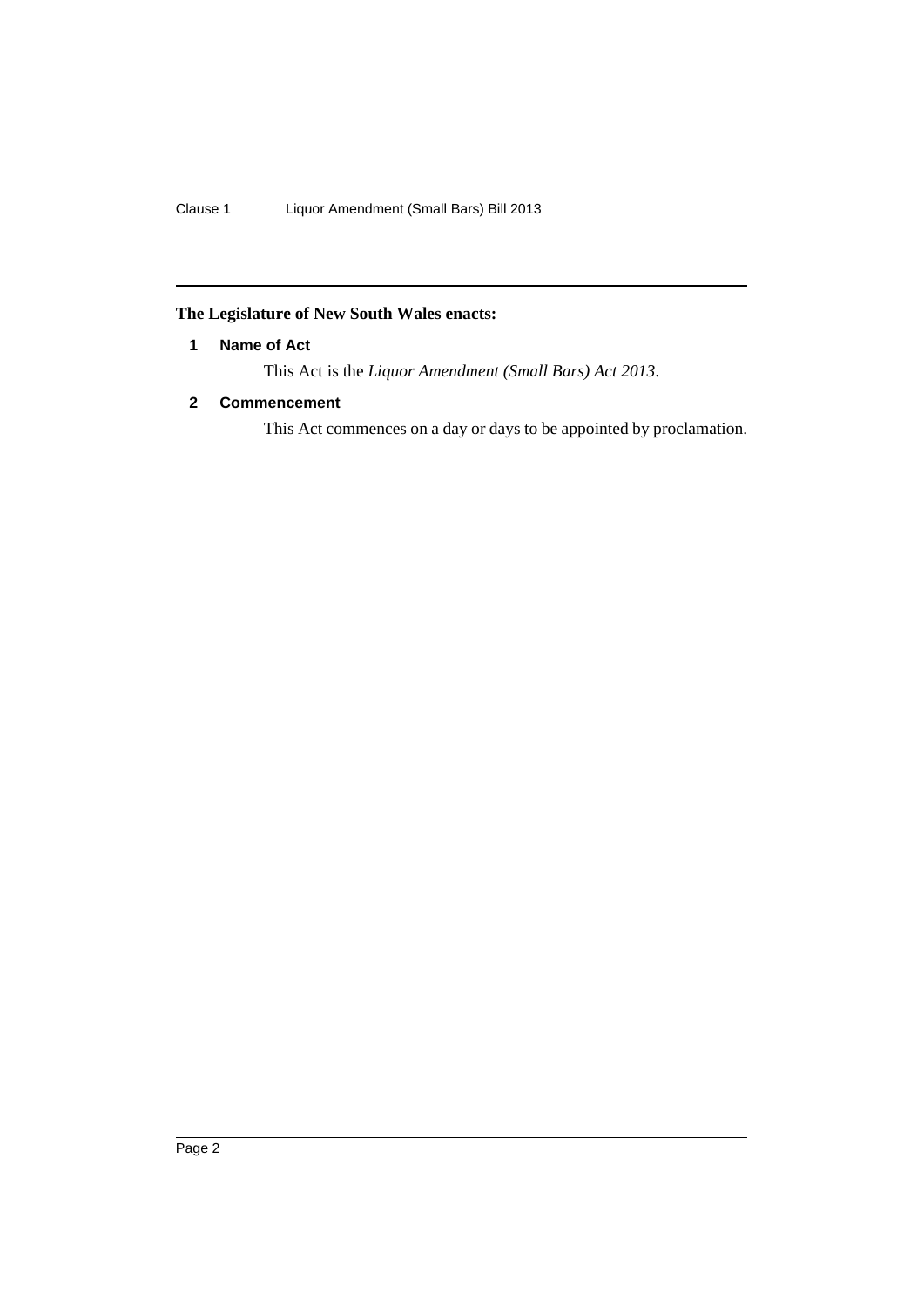**The Legislature of New South Wales enacts:**

### 1 Name of Act

This Act is the *Liquor Amendment (Small Bars) Act 2013*.

### 2 Commencement

This Act commences on a day or days to be appointed by proclamation.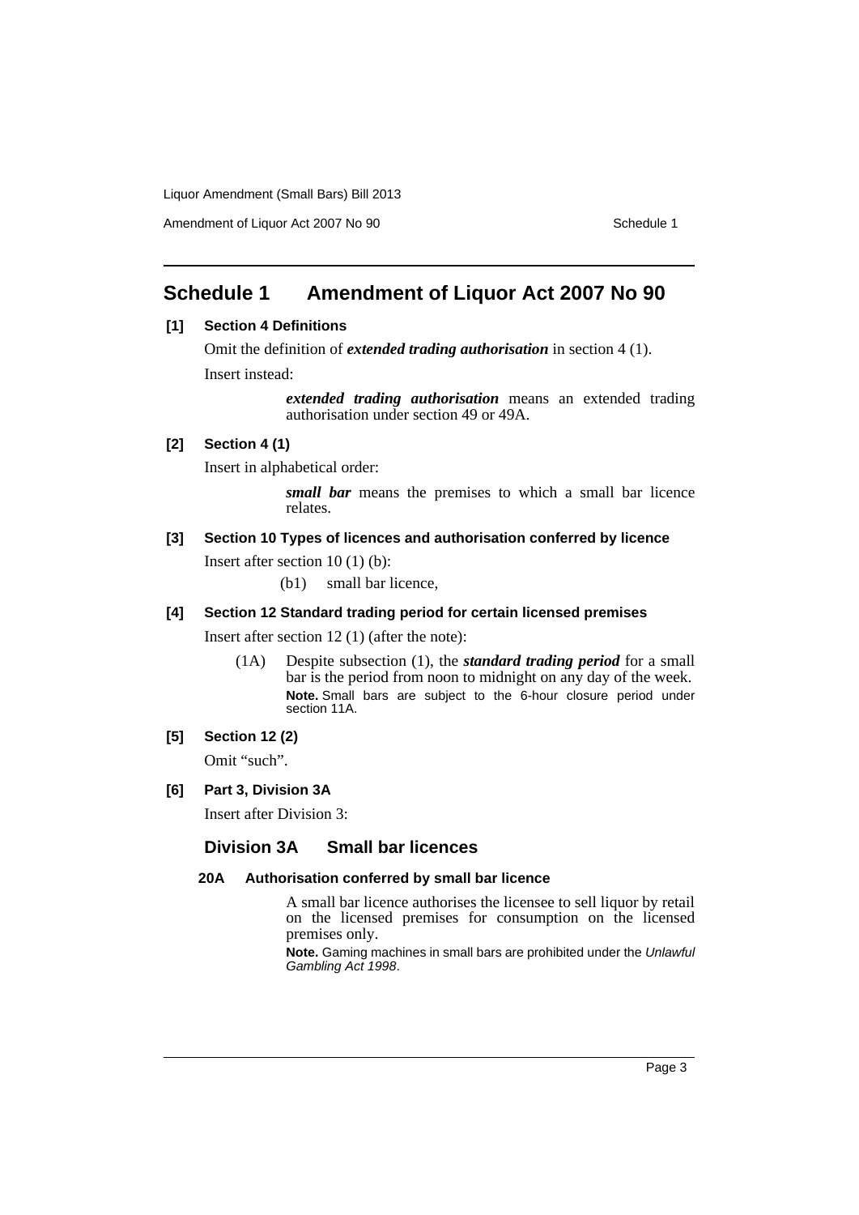# Schedule 1 Amendment of Liquor Act 2007 No 90

**[1] Section 4 Definitions**

Omit the definition of ***extended trading authorisation*** in section 4 (1).

Insert instead:

> ***extended trading authorisation*** means an extended trading authorisation under section 49 or 49A.

**[2] Section 4 (1)**

Insert in alphabetical order:

> ***small bar*** means the premises to which a small bar licence relates.

**[3] Section 10 Types of licences and authorisation conferred by licence**

Insert after section 10 (1) (b):

> (b1) small bar licence,

**[4] Section 12 Standard trading period for certain licensed premises**

Insert after section 12 (1) (after the note):

> (1A) Despite subsection (1), the ***standard trading period*** for a small bar is the period from noon to midnight on any day of the week.
>
> **Note.** Small bars are subject to the 6-hour closure period under section 11A.

**[5] Section 12 (2)**

Omit "such".

**[6] Part 3, Division 3A**

Insert after Division 3:

## Division 3A Small bar licences

### 20A Authorisation conferred by small bar licence

A small bar licence authorises the licensee to sell liquor by retail on the licensed premises for consumption on the licensed premises only.

**Note.** Gaming machines in small bars are prohibited under the *Unlawful Gambling Act 1998*.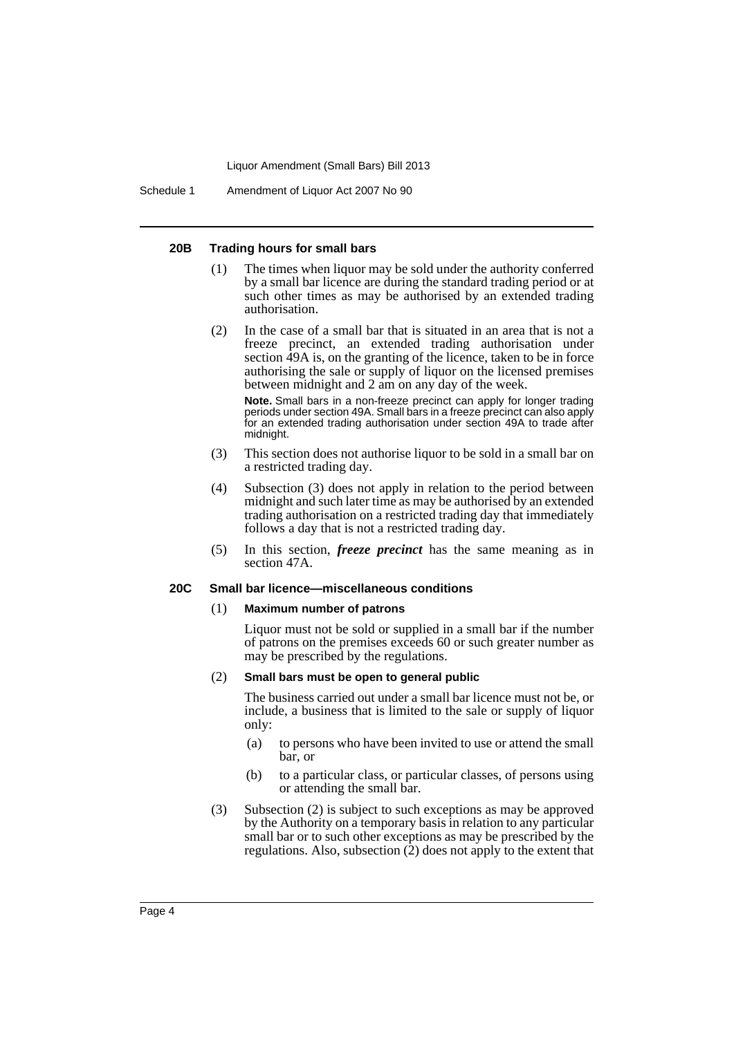#### 20B Trading hours for small bars

(1) The times when liquor may be sold under the authority conferred by a small bar licence are during the standard trading period or at such other times as may be authorised by an extended trading authorisation.

(2) In the case of a small bar that is situated in an area that is not a freeze precinct, an extended trading authorisation under section 49A is, on the granting of the licence, taken to be in force authorising the sale or supply of liquor on the licensed premises between midnight and 2 am on any day of the week.

**Note.** Small bars in a non-freeze precinct can apply for longer trading periods under section 49A. Small bars in a freeze precinct can also apply for an extended trading authorisation under section 49A to trade after midnight.

(3) This section does not authorise liquor to be sold in a small bar on a restricted trading day.

(4) Subsection (3) does not apply in relation to the period between midnight and such later time as may be authorised by an extended trading authorisation on a restricted trading day that immediately follows a day that is not a restricted trading day.

(5) In this section, ***freeze precinct*** has the same meaning as in section 47A.

#### 20C Small bar licence—miscellaneous conditions

(1) **Maximum number of patrons**

Liquor must not be sold or supplied in a small bar if the number of patrons on the premises exceeds 60 or such greater number as may be prescribed by the regulations.

(2) **Small bars must be open to general public**

The business carried out under a small bar licence must not be, or include, a business that is limited to the sale or supply of liquor only:

(a) to persons who have been invited to use or attend the small bar, or

(b) to a particular class, or particular classes, of persons using or attending the small bar.

(3) Subsection (2) is subject to such exceptions as may be approved by the Authority on a temporary basis in relation to any particular small bar or to such other exceptions as may be prescribed by the regulations. Also, subsection (2) does not apply to the extent that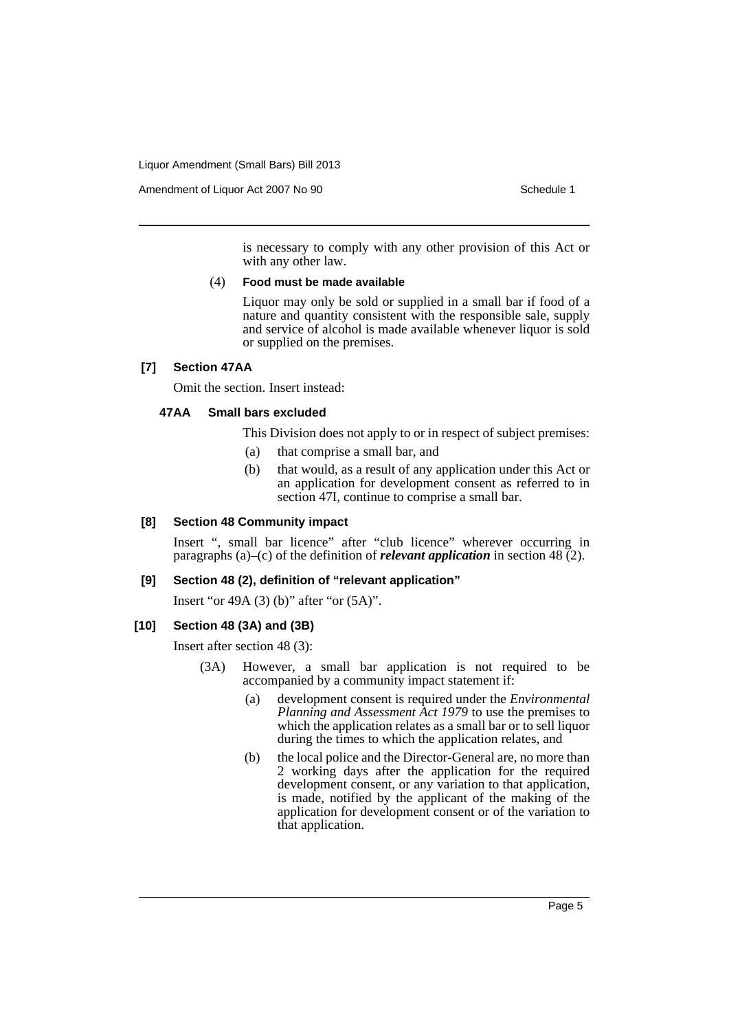is necessary to comply with any other provision of this Act or with any other law.

(4) **Food must be made available**

Liquor may only be sold or supplied in a small bar if food of a nature and quantity consistent with the responsible sale, supply and service of alcohol is made available whenever liquor is sold or supplied on the premises.

### [7] Section 47AA

Omit the section. Insert instead:

#### 47AA Small bars excluded

This Division does not apply to or in respect of subject premises:

- (a) that comprise a small bar, and
- (b) that would, as a result of any application under this Act or an application for development consent as referred to in section 47I, continue to comprise a small bar.

### [8] Section 48 Community impact

Insert ", small bar licence" after "club licence" wherever occurring in paragraphs (a)–(c) of the definition of ***relevant application*** in section 48 (2).

### [9] Section 48 (2), definition of "relevant application"

Insert "or 49A (3) (b)" after "or (5A)".

### [10] Section 48 (3A) and (3B)

Insert after section 48 (3):

(3A) However, a small bar application is not required to be accompanied by a community impact statement if:

- (a) development consent is required under the *Environmental Planning and Assessment Act 1979* to use the premises to which the application relates as a small bar or to sell liquor during the times to which the application relates, and
- (b) the local police and the Director-General are, no more than 2 working days after the application for the required development consent, or any variation to that application, is made, notified by the applicant of the making of the application for development consent or of the variation to that application.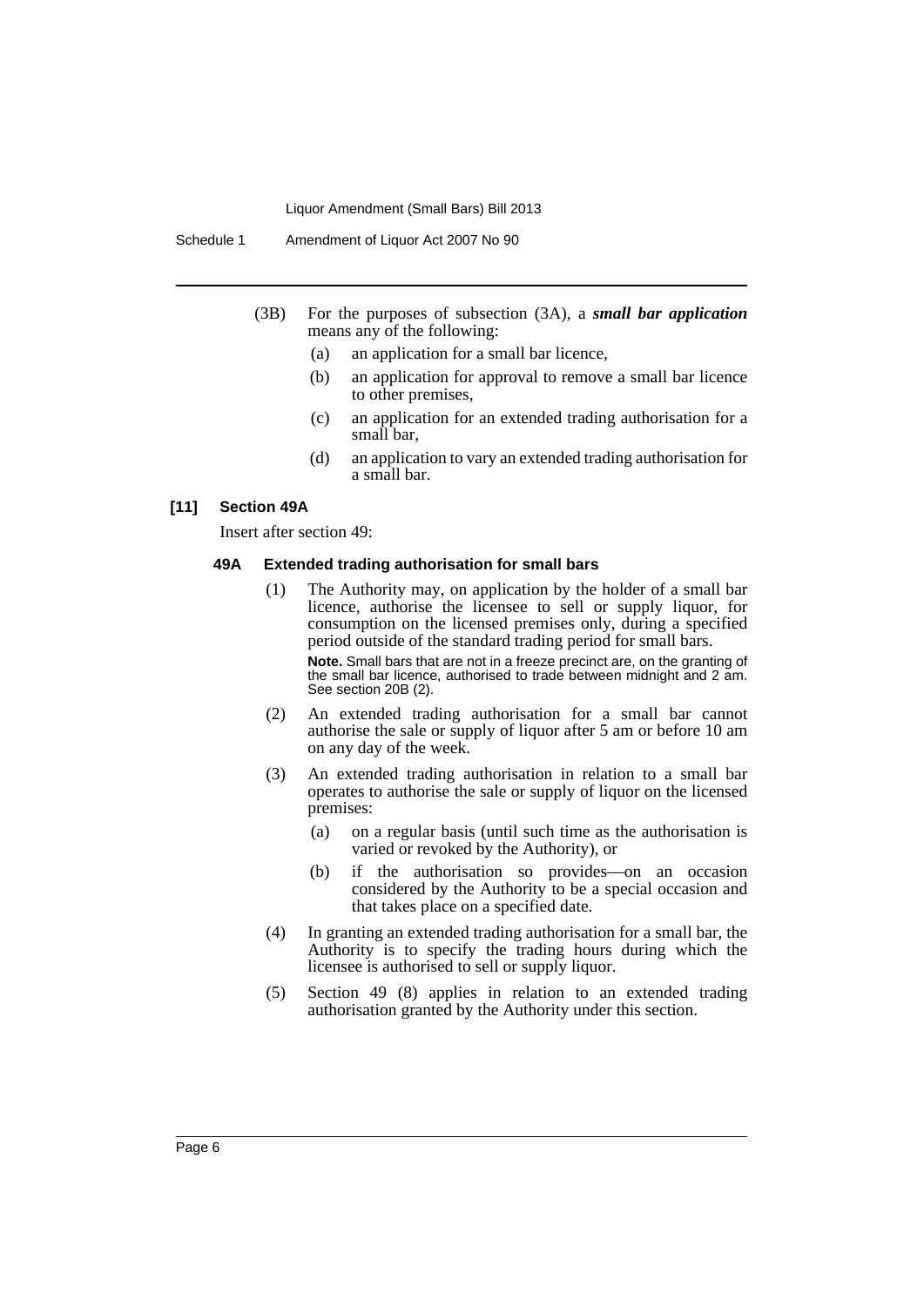(3B) For the purposes of subsection (3A), a ***small bar application*** means any of the following:

(a) an application for a small bar licence,

(b) an application for approval to remove a small bar licence to other premises,

(c) an application for an extended trading authorisation for a small bar,

(d) an application to vary an extended trading authorisation for a small bar.

**[11] Section 49A**

Insert after section 49:

**49A Extended trading authorisation for small bars**

(1) The Authority may, on application by the holder of a small bar licence, authorise the licensee to sell or supply liquor, for consumption on the licensed premises only, during a specified period outside of the standard trading period for small bars.

**Note.** Small bars that are not in a freeze precinct are, on the granting of the small bar licence, authorised to trade between midnight and 2 am. See section 20B (2).

(2) An extended trading authorisation for a small bar cannot authorise the sale or supply of liquor after 5 am or before 10 am on any day of the week.

(3) An extended trading authorisation in relation to a small bar operates to authorise the sale or supply of liquor on the licensed premises:

(a) on a regular basis (until such time as the authorisation is varied or revoked by the Authority), or

(b) if the authorisation so provides—on an occasion considered by the Authority to be a special occasion and that takes place on a specified date.

(4) In granting an extended trading authorisation for a small bar, the Authority is to specify the trading hours during which the licensee is authorised to sell or supply liquor.

(5) Section 49 (8) applies in relation to an extended trading authorisation granted by the Authority under this section.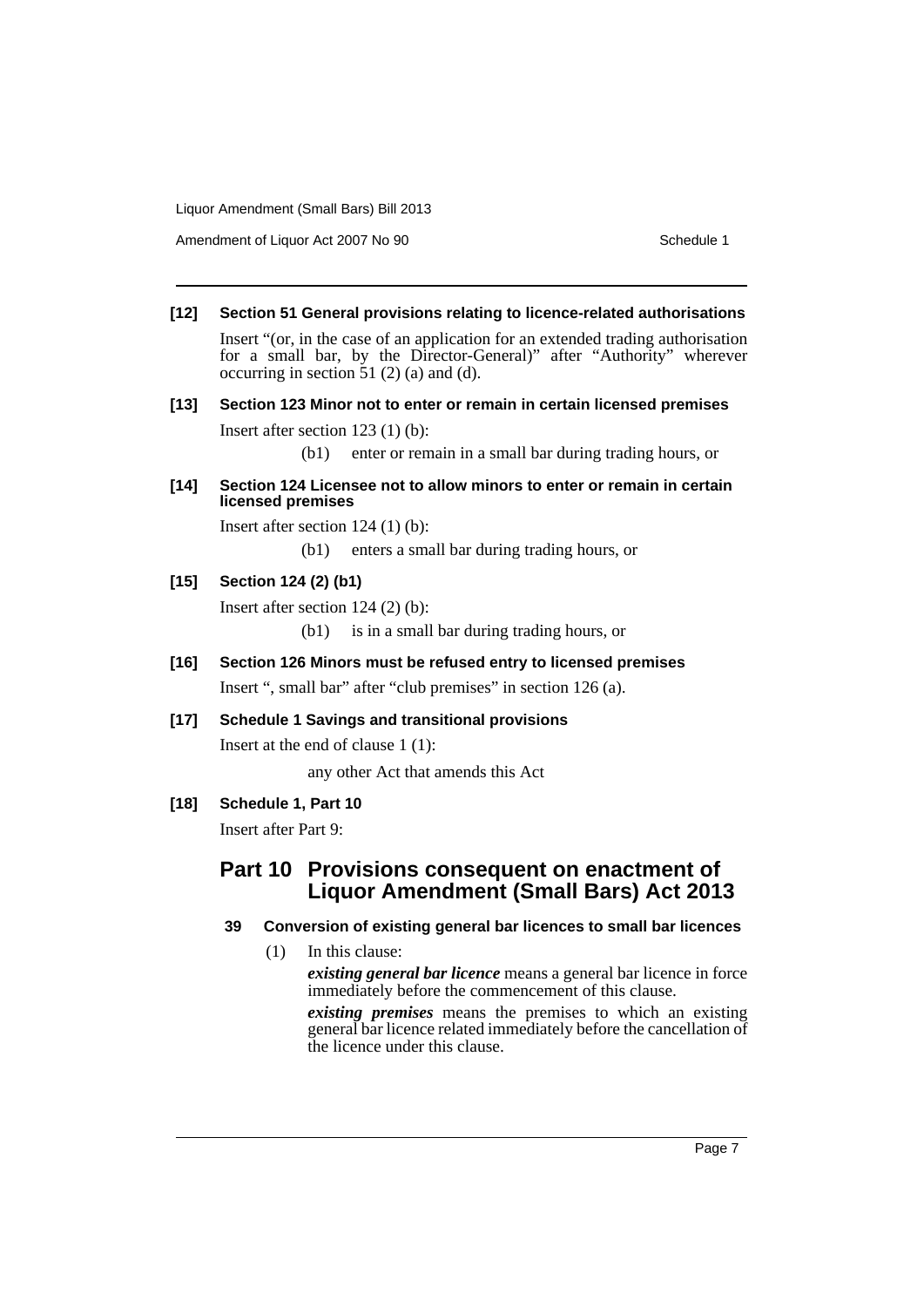**[12] Section 51 General provisions relating to licence-related authorisations**

Insert "(or, in the case of an application for an extended trading authorisation for a small bar, by the Director-General)" after "Authority" wherever occurring in section 51 (2) (a) and (d).

**[13] Section 123 Minor not to enter or remain in certain licensed premises**

Insert after section 123 (1) (b):

(b1) enter or remain in a small bar during trading hours, or

**[14] Section 124 Licensee not to allow minors to enter or remain in certain licensed premises**

Insert after section 124 (1) (b):

(b1) enters a small bar during trading hours, or

**[15] Section 124 (2) (b1)**

Insert after section 124 (2) (b):

(b1) is in a small bar during trading hours, or

**[16] Section 126 Minors must be refused entry to licensed premises**

Insert ", small bar" after "club premises" in section 126 (a).

**[17] Schedule 1 Savings and transitional provisions**

Insert at the end of clause 1 (1):

any other Act that amends this Act

**[18] Schedule 1, Part 10**

Insert after Part 9:

## Part 10 Provisions consequent on enactment of Liquor Amendment (Small Bars) Act 2013

### 39 Conversion of existing general bar licences to small bar licences

(1) In this clause:

***existing general bar licence*** means a general bar licence in force immediately before the commencement of this clause.

***existing premises*** means the premises to which an existing general bar licence related immediately before the cancellation of the licence under this clause.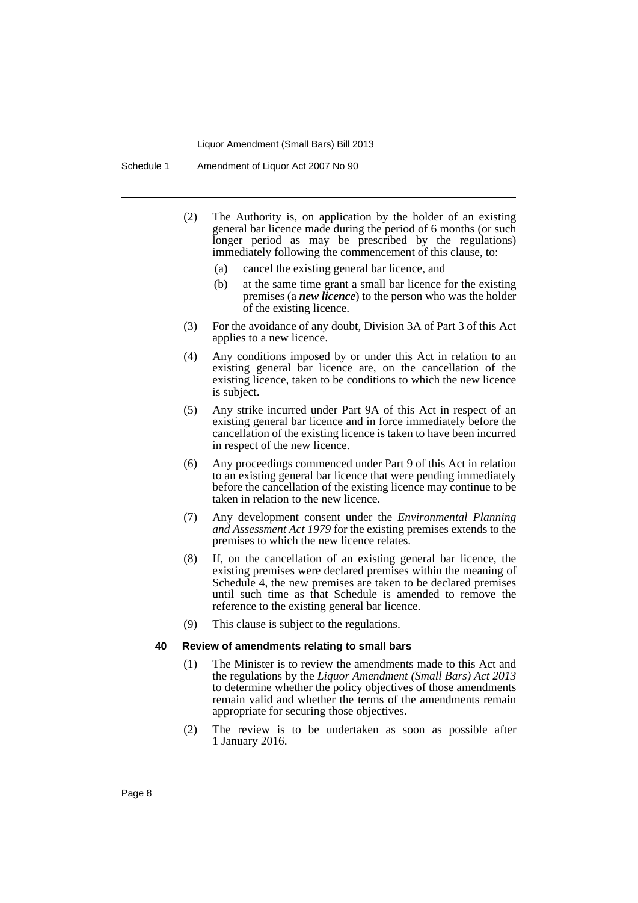(2) The Authority is, on application by the holder of an existing general bar licence made during the period of 6 months (or such longer period as may be prescribed by the regulations) immediately following the commencement of this clause, to:

  (a) cancel the existing general bar licence, and

  (b) at the same time grant a small bar licence for the existing premises (a ***new licence***) to the person who was the holder of the existing licence.

(3) For the avoidance of any doubt, Division 3A of Part 3 of this Act applies to a new licence.

(4) Any conditions imposed by or under this Act in relation to an existing general bar licence are, on the cancellation of the existing licence, taken to be conditions to which the new licence is subject.

(5) Any strike incurred under Part 9A of this Act in respect of an existing general bar licence and in force immediately before the cancellation of the existing licence is taken to have been incurred in respect of the new licence.

(6) Any proceedings commenced under Part 9 of this Act in relation to an existing general bar licence that were pending immediately before the cancellation of the existing licence may continue to be taken in relation to the new licence.

(7) Any development consent under the *Environmental Planning and Assessment Act 1979* for the existing premises extends to the premises to which the new licence relates.

(8) If, on the cancellation of an existing general bar licence, the existing premises were declared premises within the meaning of Schedule 4, the new premises are taken to be declared premises until such time as that Schedule is amended to remove the reference to the existing general bar licence.

(9) This clause is subject to the regulations.

#### 40 Review of amendments relating to small bars

(1) The Minister is to review the amendments made to this Act and the regulations by the *Liquor Amendment (Small Bars) Act 2013* to determine whether the policy objectives of those amendments remain valid and whether the terms of the amendments remain appropriate for securing those objectives.

(2) The review is to be undertaken as soon as possible after 1 January 2016.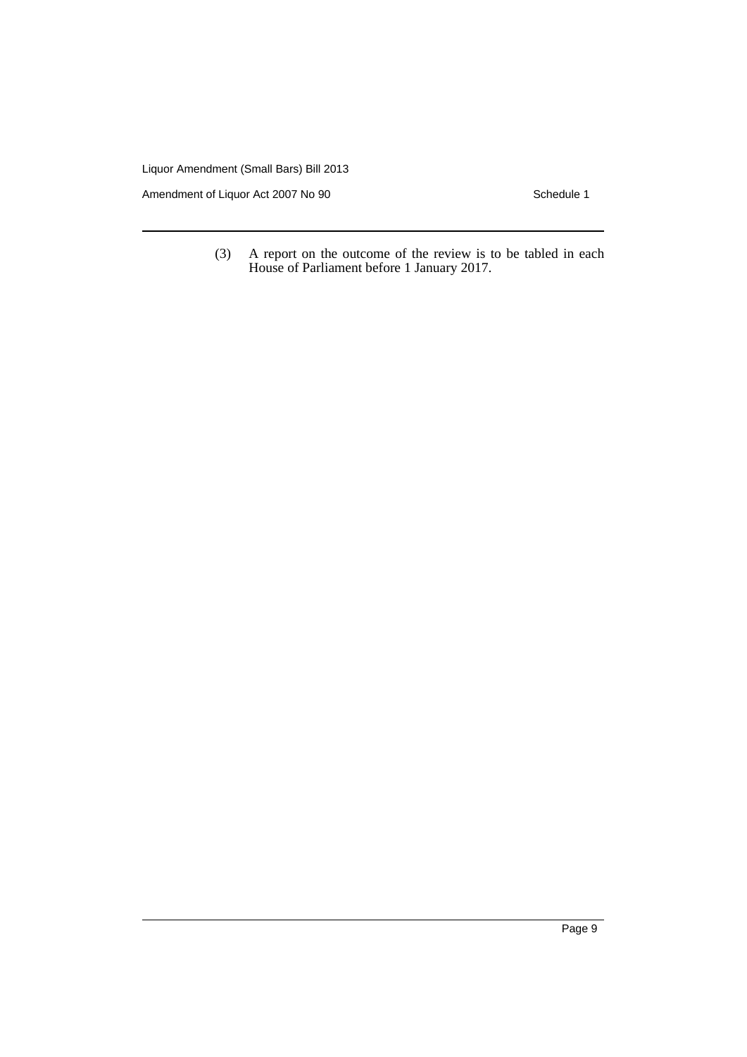(3) A report on the outcome of the review is to be tabled in each House of Parliament before 1 January 2017.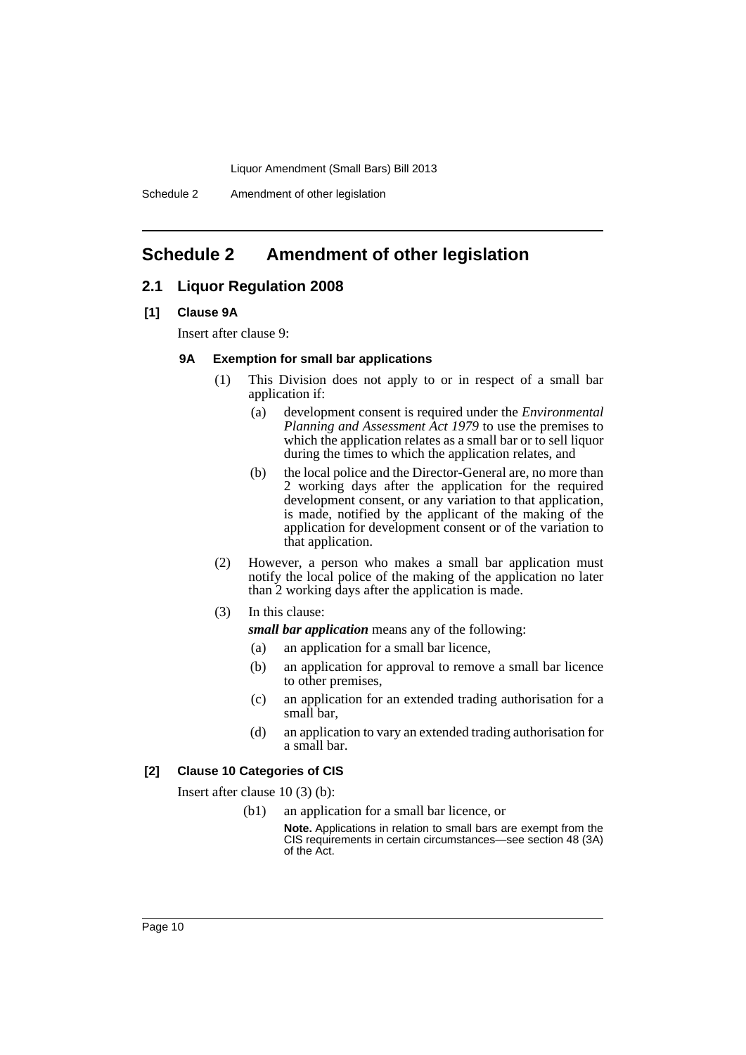# Schedule 2 Amendment of other legislation

## 2.1 Liquor Regulation 2008

### [1] Clause 9A

Insert after clause 9:

#### 9A Exemption for small bar applications

(1) This Division does not apply to or in respect of a small bar application if:

- (a) development consent is required under the *Environmental Planning and Assessment Act 1979* to use the premises to which the application relates as a small bar or to sell liquor during the times to which the application relates, and
- (b) the local police and the Director-General are, no more than 2 working days after the application for the required development consent, or any variation to that application, is made, notified by the applicant of the making of the application for development consent or of the variation to that application.

(2) However, a person who makes a small bar application must notify the local police of the making of the application no later than 2 working days after the application is made.

(3) In this clause:

***small bar application*** means any of the following:

- (a) an application for a small bar licence,
- (b) an application for approval to remove a small bar licence to other premises,
- (c) an application for an extended trading authorisation for a small bar,
- (d) an application to vary an extended trading authorisation for a small bar.

### [2] Clause 10 Categories of CIS

Insert after clause 10 (3) (b):

(b1) an application for a small bar licence, or

**Note.** Applications in relation to small bars are exempt from the CIS requirements in certain circumstances—see section 48 (3A) of the Act.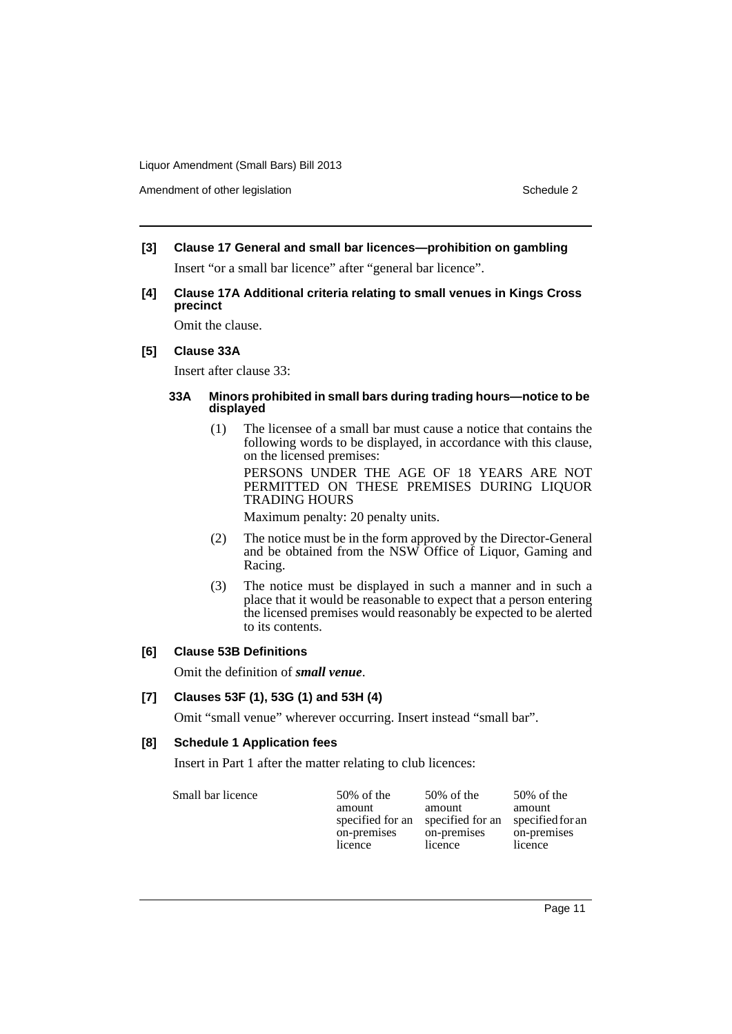**[3] Clause 17 General and small bar licences—prohibition on gambling**

Insert "or a small bar licence" after "general bar licence".

**[4] Clause 17A Additional criteria relating to small venues in Kings Cross precinct**

Omit the clause.

**[5] Clause 33A**

Insert after clause 33:

**33A Minors prohibited in small bars during trading hours—notice to be displayed**

(1) The licensee of a small bar must cause a notice that contains the following words to be displayed, in accordance with this clause, on the licensed premises:

PERSONS UNDER THE AGE OF 18 YEARS ARE NOT PERMITTED ON THESE PREMISES DURING LIQUOR TRADING HOURS

Maximum penalty: 20 penalty units.

(2) The notice must be in the form approved by the Director-General and be obtained from the NSW Office of Liquor, Gaming and Racing.

(3) The notice must be displayed in such a manner and in such a place that it would be reasonable to expect that a person entering the licensed premises would reasonably be expected to be alerted to its contents.

**[6] Clause 53B Definitions**

Omit the definition of ***small venue***.

**[7] Clauses 53F (1), 53G (1) and 53H (4)**

Omit "small venue" wherever occurring. Insert instead "small bar".

**[8] Schedule 1 Application fees**

Insert in Part 1 after the matter relating to club licences:

| | | | |
|---|---|---|---|
| Small bar licence | 50% of the amount specified for an on-premises licence | 50% of the amount specified for an on-premises licence | 50% of the amount specified for an on-premises licence |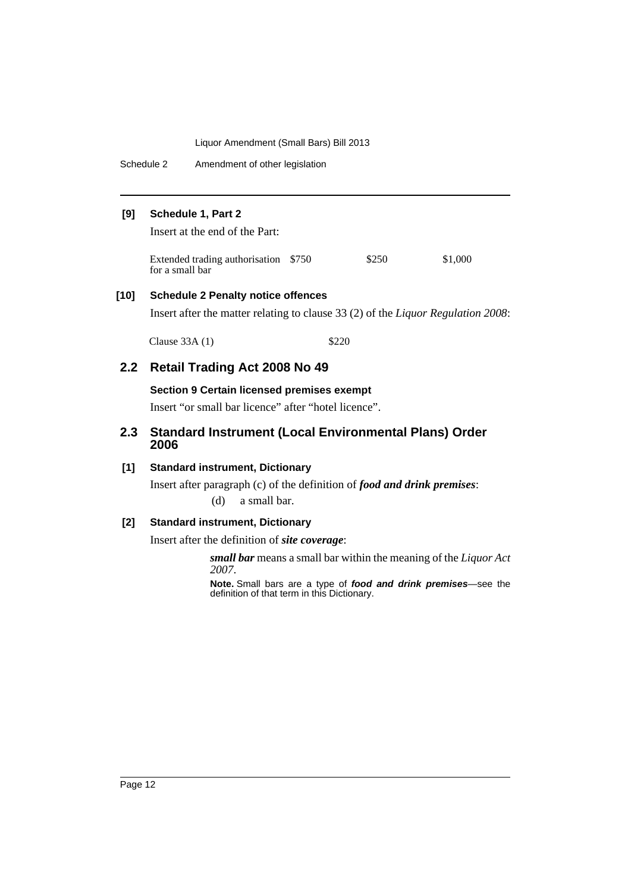**[9] Schedule 1, Part 2**

Insert at the end of the Part:

| | | | |
|---|---|---|---|
| Extended trading authorisation for a small bar | \$750 | \$250 | \$1,000 |

**[10] Schedule 2 Penalty notice offences**

Insert after the matter relating to clause 33 (2) of the *Liquor Regulation 2008*:

| | |
|---|---|
| Clause 33A (1) | \$220 |

## 2.2 Retail Trading Act 2008 No 49

**Section 9 Certain licensed premises exempt**

Insert "or small bar licence" after "hotel licence".

## 2.3 Standard Instrument (Local Environmental Plans) Order 2006

**[1] Standard instrument, Dictionary**

Insert after paragraph (c) of the definition of ***food and drink premises***:

(d) a small bar.

**[2] Standard instrument, Dictionary**

Insert after the definition of ***site coverage***:

***small bar*** means a small bar within the meaning of the *Liquor Act 2007*.

**Note.** Small bars are a type of ***food and drink premises***—see the definition of that term in this Dictionary.